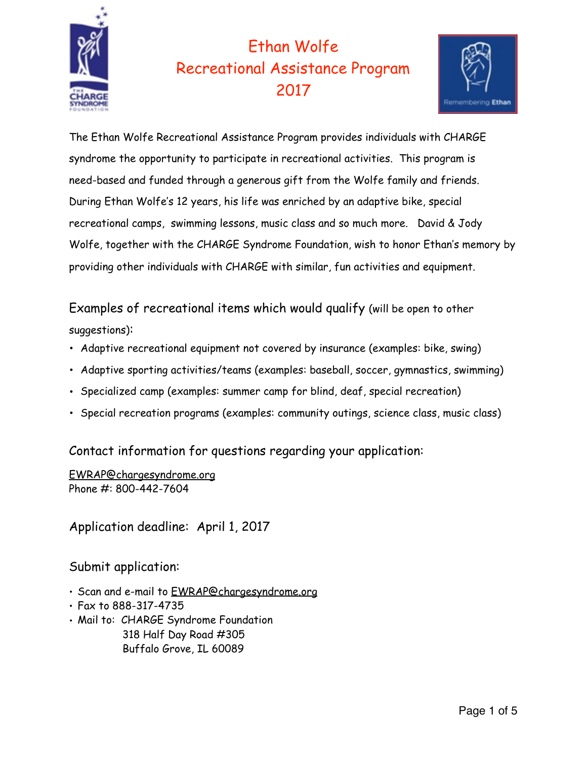# Ethan Wolfe Recreational Assistance Program 2017

The Ethan Wolfe Recreational Assistance Program provides individuals with CHARGE syndrome the opportunity to participate in recreational activities. This program is need-based and funded through a generous gift from the Wolfe family and friends. During Ethan Wolfe's 12 years, his life was enriched by an adaptive bike, special recreational camps, swimming lessons, music class and so much more. David & Jody Wolfe, together with the CHARGE Syndrome Foundation, wish to honor Ethan's memory by providing other individuals with CHARGE with similar, fun activities and equipment.

## Examples of recreational items which would qualify (will be open to other suggestions):

- Adaptive recreational equipment not covered by insurance (examples: bike, swing)
- Adaptive sporting activities/teams (examples: baseball, soccer, gymnastics, swimming)
- Specialized camp (examples: summer camp for blind, deaf, special recreation)
- Special recreation programs (examples: community outings, science class, music class)

## Contact information for questions regarding your application:

EWRAP@chargesyndrome.org
Phone #: 800-442-7604

## Application deadline: April 1, 2017

## Submit application:

- Scan and e-mail to EWRAP@chargesyndrome.org
- Fax to 888-317-4735
- Mail to: CHARGE Syndrome Foundation
  318 Half Day Road #305
  Buffalo Grove, IL 60089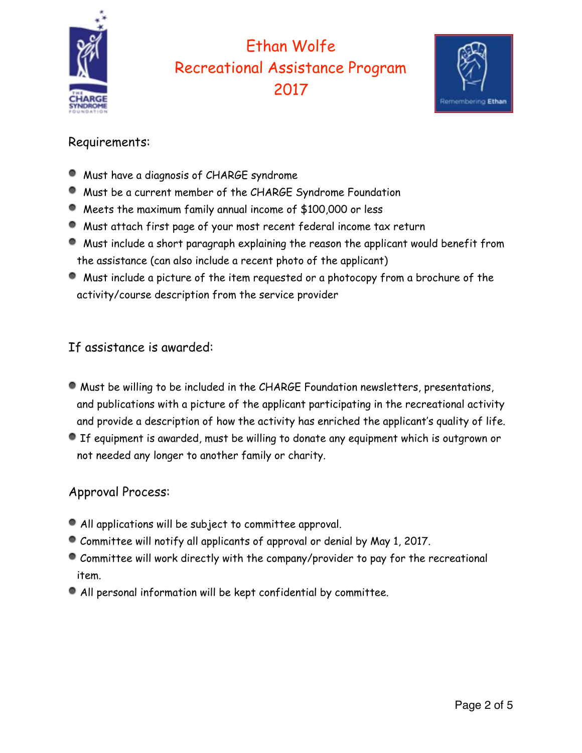# Ethan Wolfe
# Recreational Assistance Program
# 2017

## Requirements:

- Must have a diagnosis of CHARGE syndrome
- Must be a current member of the CHARGE Syndrome Foundation
- Meets the maximum family annual income of $100,000 or less
- Must attach first page of your most recent federal income tax return
- Must include a short paragraph explaining the reason the applicant would benefit from the assistance (can also include a recent photo of the applicant)
- Must include a picture of the item requested or a photocopy from a brochure of the activity/course description from the service provider

## If assistance is awarded:

- Must be willing to be included in the CHARGE Foundation newsletters, presentations, and publications with a picture of the applicant participating in the recreational activity and provide a description of how the activity has enriched the applicant's quality of life.
- If equipment is awarded, must be willing to donate any equipment which is outgrown or not needed any longer to another family or charity.

## Approval Process:

- All applications will be subject to committee approval.
- Committee will notify all applicants of approval or denial by May 1, 2017.
- Committee will work directly with the company/provider to pay for the recreational item.
- All personal information will be kept confidential by committee.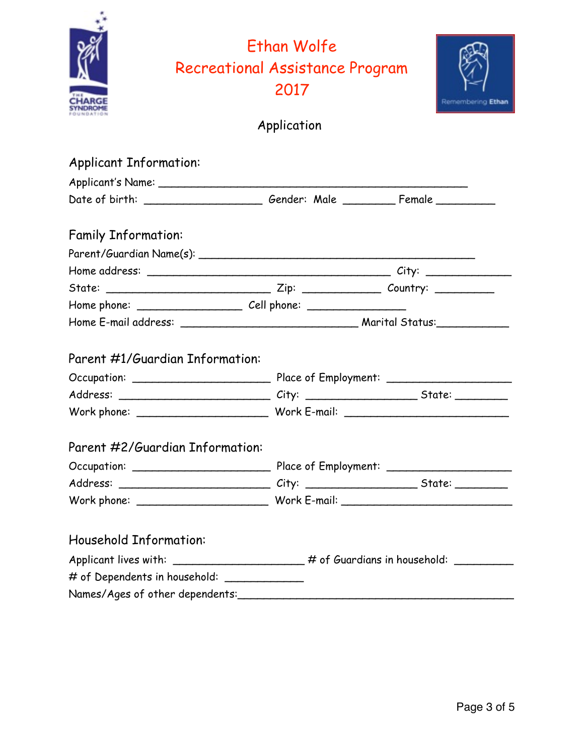# Ethan Wolfe
# Recreational Assistance Program
# 2017

## Application

### Applicant Information:

Applicant's Name: ________________________________________________

Date of birth: __________________ Gender: Male ________ Female _________

### Family Information:

Parent/Guardian Name(s): ___________________________________________

Home address: ______________________________________ City: _____________

State: _________________________ Zip: ____________ Country: _________

Home phone: ________________ Cell phone: _______________

Home E-mail address: ___________________________ Marital Status:___________

### Parent #1/Guardian Information:

Occupation: _____________________ Place of Employment: ___________________

Address: _______________________ City: _________________ State: ________

Work phone: ____________________ Work E-mail: _________________________

### Parent #2/Guardian Information:

Occupation: _____________________ Place of Employment: ___________________

Address: _______________________ City: _________________ State: ________

Work phone: ____________________ Work E-mail: __________________________

### Household Information:

Applicant lives with: ____________________ # of Guardians in household: _________

# of Dependents in household: ____________

Names/Ages of other dependents:___________________________________________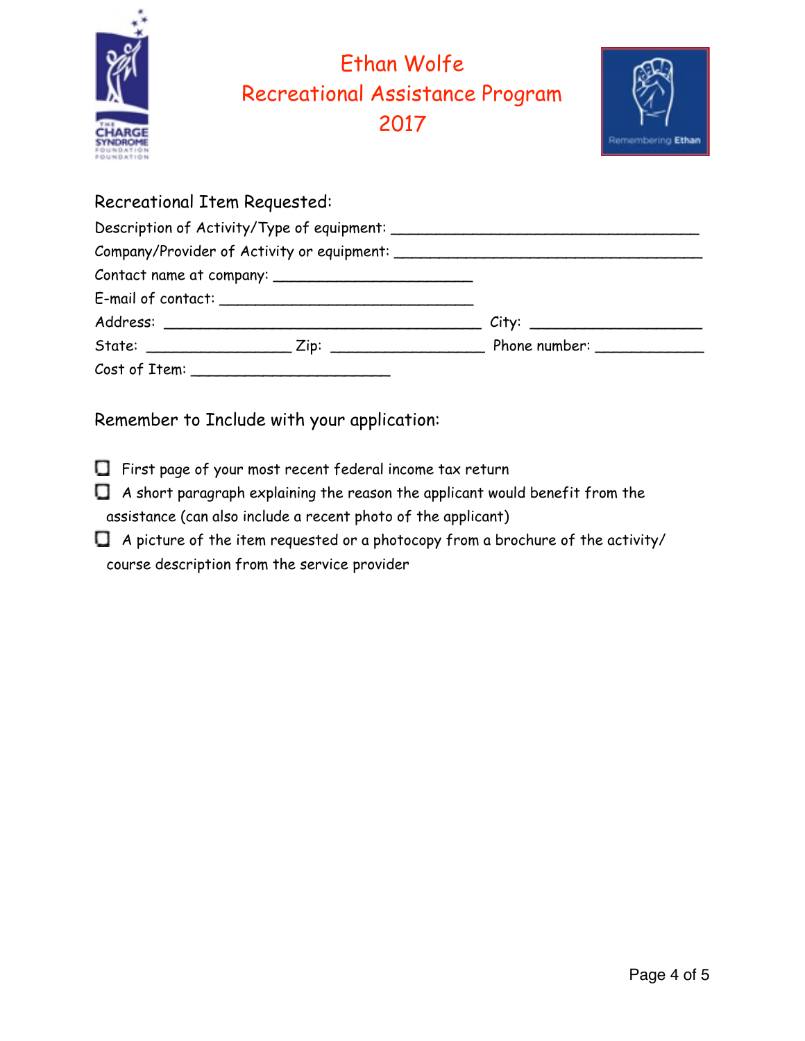# Ethan Wolfe
# Recreational Assistance Program
# 2017

## Recreational Item Requested:

Description of Activity/Type of equipment: ___________________________________

Company/Provider of Activity or equipment: ___________________________________

Contact name at company: ______________________

E-mail of contact: ____________________________

Address: ____________________________________ City: ___________________

State: ________________ Zip: _________________ Phone number: ____________

Cost of Item: ______________________

## Remember to Include with your application:

- ☐ First page of your most recent federal income tax return
- ☐ A short paragraph explaining the reason the applicant would benefit from the assistance (can also include a recent photo of the applicant)
- ☐ A picture of the item requested or a photocopy from a brochure of the activity/ course description from the service provider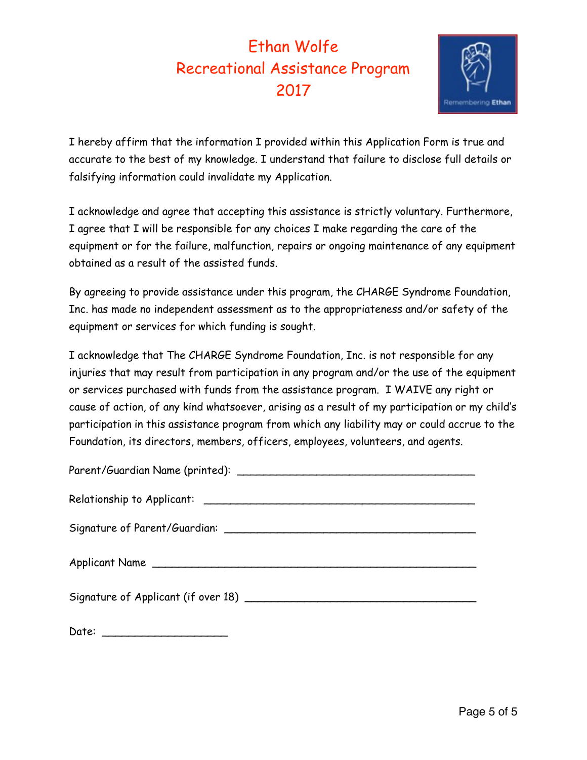# Ethan Wolfe
# Recreational Assistance Program
# 2017

I hereby affirm that the information I provided within this Application Form is true and accurate to the best of my knowledge. I understand that failure to disclose full details or falsifying information could invalidate my Application.

I acknowledge and agree that accepting this assistance is strictly voluntary. Furthermore, I agree that I will be responsible for any choices I make regarding the care of the equipment or for the failure, malfunction, repairs or ongoing maintenance of any equipment obtained as a result of the assisted funds.

By agreeing to provide assistance under this program, the CHARGE Syndrome Foundation, Inc. has made no independent assessment as to the appropriateness and/or safety of the equipment or services for which funding is sought.

I acknowledge that The CHARGE Syndrome Foundation, Inc. is not responsible for any injuries that may result from participation in any program and/or the use of the equipment or services purchased with funds from the assistance program. I WAIVE any right or cause of action, of any kind whatsoever, arising as a result of my participation or my child's participation in this assistance program from which any liability may or could accrue to the Foundation, its directors, members, officers, employees, volunteers, and agents.

Parent/Guardian Name (printed): ____________________________________

Relationship to Applicant: ____________________________________

Signature of Parent/Guardian: ____________________________________

Applicant Name ____________________________________

Signature of Applicant (if over 18) ____________________________________

Date: ____________________